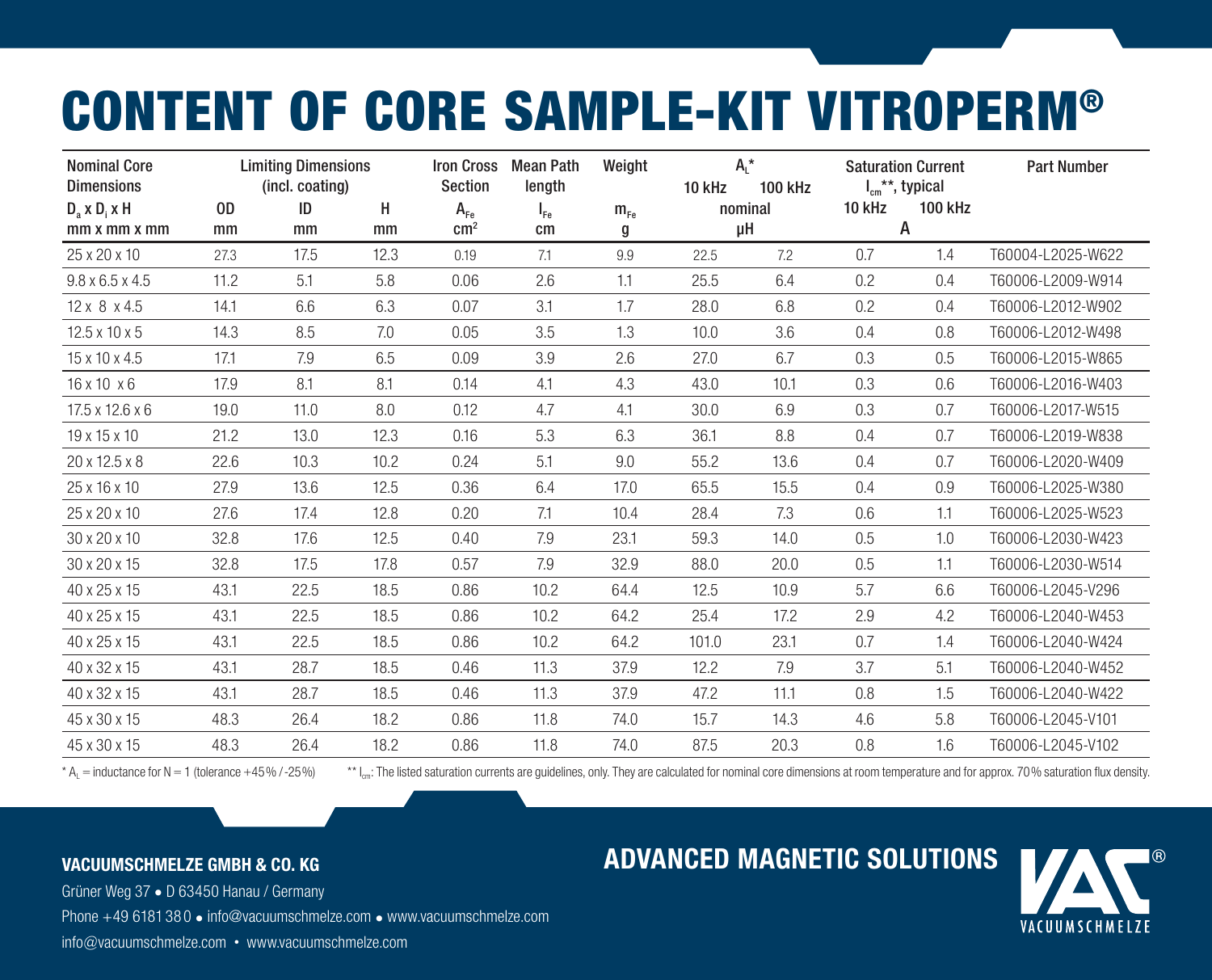# CONTENT OF CORE SAMPLE-KIT VITROPERM®

| Nominal Core Dimensions | Limiting Dimensions (incl. coating) | | | Iron Cross Section | Mean Path length | Weight | $A_L$* | | Saturation Current $I_{cm}$**, typical | | Part Number |
|---|---|---|---|---|---|---|---|---|---|---|---|
| | | | | | | | 10 kHz | 100 kHz | | | |
| $D_a$ x $D_i$ x H | OD | ID | H | $A_{Fe}$ | $l_{Fe}$ | $m_{Fe}$ | nominal | | 10 kHz | 100 kHz | |
| mm x mm x mm | mm | mm | mm | $cm^2$ | cm | g | µH | | A | | |
| 25 x 20 x 10 | 27.3 | 17.5 | 12.3 | 0.19 | 7.1 | 9.9 | 22.5 | 7.2 | 0.7 | 1.4 | T60004-L2025-W622 |
| 9.8 x 6.5 x 4.5 | 11.2 | 5.1 | 5.8 | 0.06 | 2.6 | 1.1 | 25.5 | 6.4 | 0.2 | 0.4 | T60006-L2009-W914 |
| 12 x 8 x 4.5 | 14.1 | 6.6 | 6.3 | 0.07 | 3.1 | 1.7 | 28.0 | 6.8 | 0.2 | 0.4 | T60006-L2012-W902 |
| 12.5 x 10 x 5 | 14.3 | 8.5 | 7.0 | 0.05 | 3.5 | 1.3 | 10.0 | 3.6 | 0.4 | 0.8 | T60006-L2012-W498 |
| 15 x 10 x 4.5 | 17.1 | 7.9 | 6.5 | 0.09 | 3.9 | 2.6 | 27.0 | 6.7 | 0.3 | 0.5 | T60006-L2015-W865 |
| 16 x 10 x 6 | 17.9 | 8.1 | 8.1 | 0.14 | 4.1 | 4.3 | 43.0 | 10.1 | 0.3 | 0.6 | T60006-L2016-W403 |
| 17.5 x 12.6 x 6 | 19.0 | 11.0 | 8.0 | 0.12 | 4.7 | 4.1 | 30.0 | 6.9 | 0.3 | 0.7 | T60006-L2017-W515 |
| 19 x 15 x 10 | 21.2 | 13.0 | 12.3 | 0.16 | 5.3 | 6.3 | 36.1 | 8.8 | 0.4 | 0.7 | T60006-L2019-W838 |
| 20 x 12.5 x 8 | 22.6 | 10.3 | 10.2 | 0.24 | 5.1 | 9.0 | 55.2 | 13.6 | 0.4 | 0.7 | T60006-L2020-W409 |
| 25 x 16 x 10 | 27.9 | 13.6 | 12.5 | 0.36 | 6.4 | 17.0 | 65.5 | 15.5 | 0.4 | 0.9 | T60006-L2025-W380 |
| 25 x 20 x 10 | 27.6 | 17.4 | 12.8 | 0.20 | 7.1 | 10.4 | 28.4 | 7.3 | 0.6 | 1.1 | T60006-L2025-W523 |
| 30 x 20 x 10 | 32.8 | 17.6 | 12.5 | 0.40 | 7.9 | 23.1 | 59.3 | 14.0 | 0.5 | 1.0 | T60006-L2030-W423 |
| 30 x 20 x 15 | 32.8 | 17.5 | 17.8 | 0.57 | 7.9 | 32.9 | 88.0 | 20.0 | 0.5 | 1.1 | T60006-L2030-W514 |
| 40 x 25 x 15 | 43.1 | 22.5 | 18.5 | 0.86 | 10.2 | 64.4 | 12.5 | 10.9 | 5.7 | 6.6 | T60006-L2045-V296 |
| 40 x 25 x 15 | 43.1 | 22.5 | 18.5 | 0.86 | 10.2 | 64.2 | 25.4 | 17.2 | 2.9 | 4.2 | T60006-L2040-W453 |
| 40 x 25 x 15 | 43.1 | 22.5 | 18.5 | 0.86 | 10.2 | 64.2 | 101.0 | 23.1 | 0.7 | 1.4 | T60006-L2040-W424 |
| 40 x 32 x 15 | 43.1 | 28.7 | 18.5 | 0.46 | 11.3 | 37.9 | 12.2 | 7.9 | 3.7 | 5.1 | T60006-L2040-W452 |
| 40 x 32 x 15 | 43.1 | 28.7 | 18.5 | 0.46 | 11.3 | 37.9 | 47.2 | 11.1 | 0.8 | 1.5 | T60006-L2040-W422 |
| 45 x 30 x 15 | 48.3 | 26.4 | 18.2 | 0.86 | 11.8 | 74.0 | 15.7 | 14.3 | 4.6 | 5.8 | T60006-L2045-V101 |
| 45 x 30 x 15 | 48.3 | 26.4 | 18.2 | 0.86 | 11.8 | 74.0 | 87.5 | 20.3 | 0.8 | 1.6 | T60006-L2045-V102 |

* $A_L$ = inductance for N = 1 (tolerance +45% / -25%)

** $I_{cm}$: The listed saturation currents are guidelines, only. They are calculated for nominal core dimensions at room temperature and for approx. 70% saturation flux density.

**VACUUMSCHMELZE GMBH & CO. KG**

Grüner Weg 37 • D 63450 Hanau / Germany

Phone +49 6181 38 0 • info@vacuumschmelze.com • www.vacuumschmelze.com

info@vacuumschmelze.com • www.vacuumschmelze.com

**ADVANCED MAGNETIC SOLUTIONS**

VAC® VACUUMSCHMELZE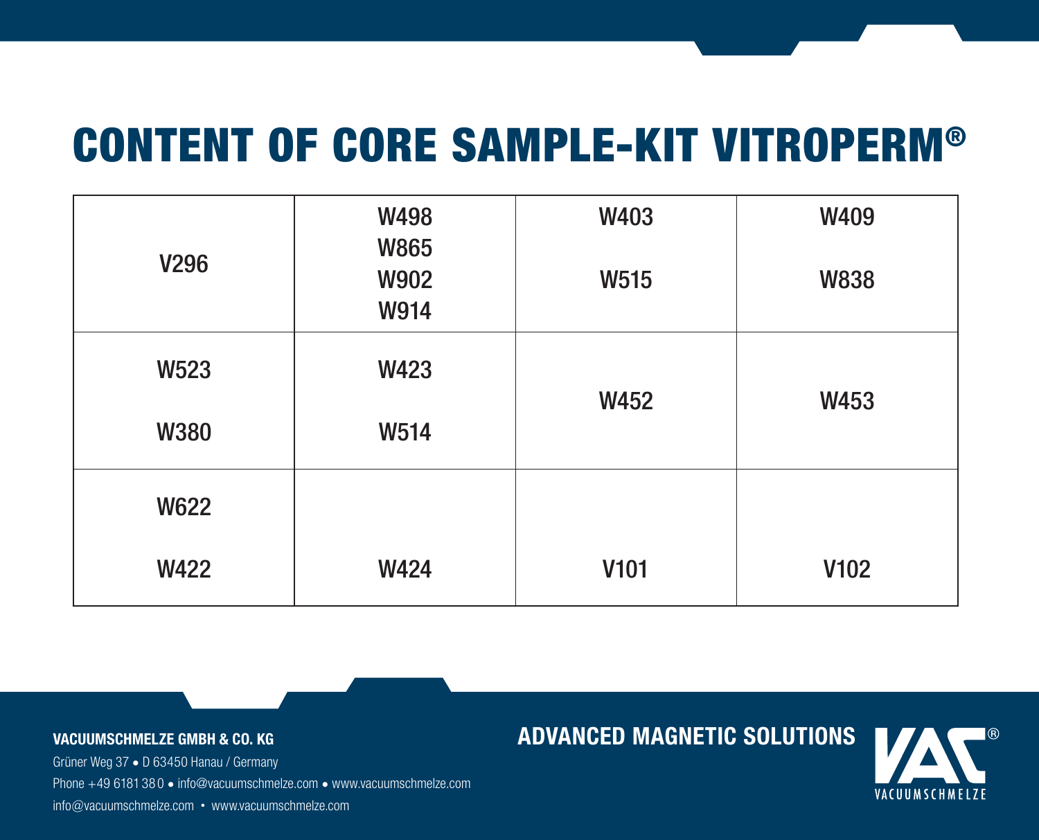# CONTENT OF CORE SAMPLE-KIT VITROPERM®

| | | | |
|---|---|---|---|
| V296 | W498<br>W865<br>W902<br>W914 | W403<br><br>W515 | W409<br><br>W838 |
| W523<br><br>W380 | W423<br><br>W514 | W452 | W453 |
| W622<br><br>W422 | W424 | V101 | V102 |

**VACUUMSCHMELZE GMBH & CO. KG**

Grüner Weg 37 • D 63450 Hanau / Germany

Phone +49 6181 38 0 • info@vacuumschmelze.com • www.vacuumschmelze.com

info@vacuumschmelze.com • www.vacuumschmelze.com

**ADVANCED MAGNETIC SOLUTIONS**

VAC® VACUUMSCHMELZE